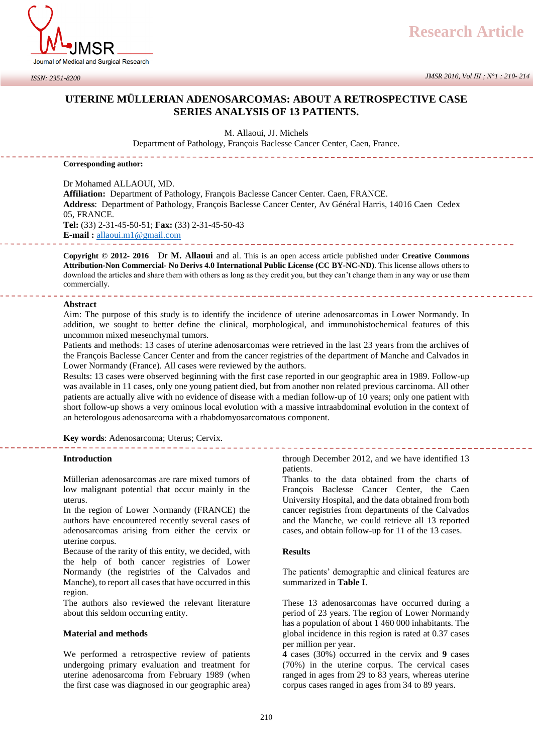Research Article

# UTERINE MÜLLERIAN ADENOSARCOMAS: ABOUT A RETROSPECTIVE CASE SERIES ANALYSIS OF 13 PATIENTS.

M. Allaoui, JJ. Michels

Department of Pathology, François Baclesse Cancer Center, Caen, France.

**Corresponding author:**

Dr Mohamed ALLAOUI, MD.
**Affiliation:** Department of Pathology, François Baclesse Cancer Center. Caen, FRANCE.
**Address**: Department of Pathology, François Baclesse Cancer Center, Av Général Harris, 14016 Caen Cedex 05, FRANCE.
**Tel:** (33) 2-31-45-50-51; **Fax:** (33) 2-31-45-50-43
**E-mail :** allaoui.m1@gmail.com

**Copyright © 2012- 2016** Dr **M. Allaoui** and al. This is an open access article published under **Creative Commons Attribution-Non Commercial- No Derivs 4.0 International Public License (CC BY-NC-ND)**. This license allows others to download the articles and share them with others as long as they credit you, but they can't change them in any way or use them commercially.

## Abstract

Aim: The purpose of this study is to identify the incidence of uterine adenosarcomas in Lower Normandy. In addition, we sought to better define the clinical, morphological, and immunohistochemical features of this uncommon mixed mesenchymal tumors.

Patients and methods: 13 cases of uterine adenosarcomas were retrieved in the last 23 years from the archives of the François Baclesse Cancer Center and from the cancer registries of the department of Manche and Calvados in Lower Normandy (France). All cases were reviewed by the authors.

Results: 13 cases were observed beginning with the first case reported in our geographic area in 1989. Follow-up was available in 11 cases, only one young patient died, but from another non related previous carcinoma. All other patients are actually alive with no evidence of disease with a median follow-up of 10 years; only one patient with short follow-up shows a very ominous local evolution with a massive intraabdominal evolution in the context of an heterologous adenosarcoma with a rhabdomyosarcomatous component.

**Key words**: Adenosarcoma; Uterus; Cervix.

## Introduction

Müllerian adenosarcomas are rare mixed tumors of low malignant potential that occur mainly in the uterus.

In the region of Lower Normandy (FRANCE) the authors have encountered recently several cases of adenosarcomas arising from either the cervix or uterine corpus.

Because of the rarity of this entity, we decided, with the help of both cancer registries of Lower Normandy (the registries of the Calvados and Manche), to report all cases that have occurred in this region.

The authors also reviewed the relevant literature about this seldom occurring entity.

## Material and methods

We performed a retrospective review of patients undergoing primary evaluation and treatment for uterine adenosarcoma from February 1989 (when the first case was diagnosed in our geographic area) through December 2012, and we have identified 13 patients.

Thanks to the data obtained from the charts of François Baclesse Cancer Center, the Caen University Hospital, and the data obtained from both cancer registries from departments of the Calvados and the Manche, we could retrieve all 13 reported cases, and obtain follow-up for 11 of the 13 cases.

## Results

The patients' demographic and clinical features are summarized in **Table I**.

These 13 adenosarcomas have occurred during a period of 23 years. The region of Lower Normandy has a population of about 1 460 000 inhabitants. The global incidence in this region is rated at 0.37 cases per million per year.

**4** cases (30%) occurred in the cervix and **9** cases (70%) in the uterine corpus. The cervical cases ranged in ages from 29 to 83 years, whereas uterine corpus cases ranged in ages from 34 to 89 years.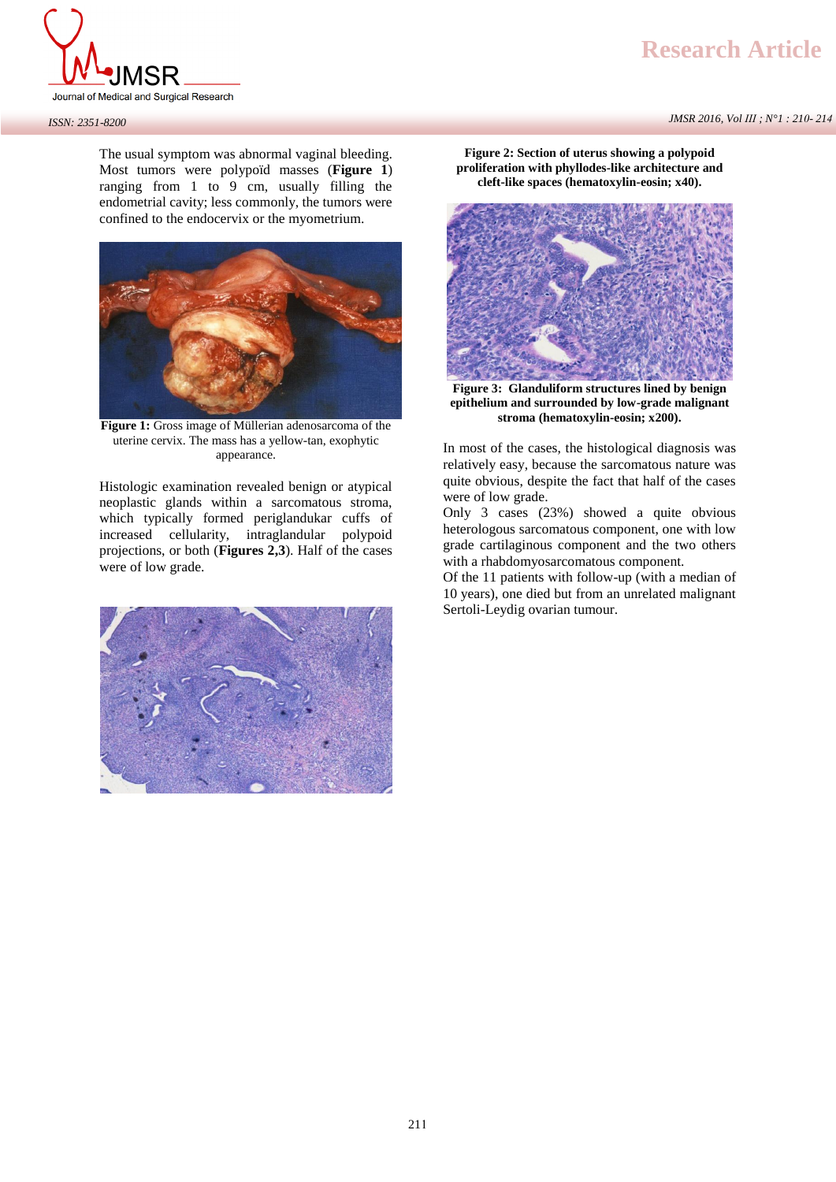The usual symptom was abnormal vaginal bleeding. Most tumors were polypoïd masses (**Figure 1**) ranging from 1 to 9 cm, usually filling the endometrial cavity; less commonly, the tumors were confined to the endocervix or the myometrium.

**Figure 1:** Gross image of Müllerian adenosarcoma of the uterine cervix. The mass has a yellow-tan, exophytic appearance.

Histologic examination revealed benign or atypical neoplastic glands within a sarcomatous stroma, which typically formed periglandukar cuffs of increased cellularity, intraglandular polypoid projections, or both (**Figures 2,3**). Half of the cases were of low grade.

**Figure 2: Section of uterus showing a polypoid proliferation with phyllodes-like architecture and cleft-like spaces (hematoxylin-eosin; x40).**

**Figure 3: Glanduliform structures lined by benign epithelium and surrounded by low-grade malignant stroma (hematoxylin-eosin; x200).**

In most of the cases, the histological diagnosis was relatively easy, because the sarcomatous nature was quite obvious, despite the fact that half of the cases were of low grade.

Only 3 cases (23%) showed a quite obvious heterologous sarcomatous component, one with low grade cartilaginous component and the two others with a rhabdomyosarcomatous component.

Of the 11 patients with follow-up (with a median of 10 years), one died but from an unrelated malignant Sertoli-Leydig ovarian tumour.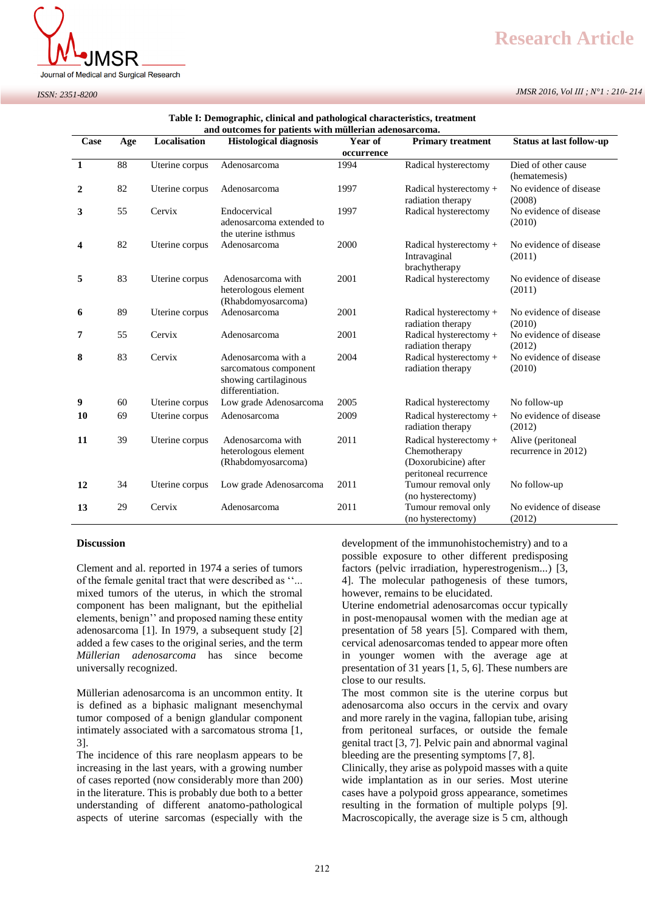**Table I: Demographic, clinical and pathological characteristics, treatment and outcomes for patients with müllerian adenosarcoma.**

| Case | Age | Localisation | Histological diagnosis | Year of occurrence | Primary treatment | Status at last follow-up |
|---|---|---|---|---|---|---|
| **1** | 88 | Uterine corpus | Adenosarcoma | 1994 | Radical hysterectomy | Died of other cause (hematemesis) |
| **2** | 82 | Uterine corpus | Adenosarcoma | 1997 | Radical hysterectomy + radiation therapy | No evidence of disease (2008) |
| **3** | 55 | Cervix | Endocervical adenosarcoma extended to the uterine isthmus | 1997 | Radical hysterectomy | No evidence of disease (2010) |
| **4** | 82 | Uterine corpus | Adenosarcoma | 2000 | Radical hysterectomy + Intravaginal brachytherapy | No evidence of disease (2011) |
| **5** | 83 | Uterine corpus | Adenosarcoma with heterologous element (Rhabdomyosarcoma) | 2001 | Radical hysterectomy | No evidence of disease (2011) |
| **6** | 89 | Uterine corpus | Adenosarcoma | 2001 | Radical hysterectomy + radiation therapy | No evidence of disease (2010) |
| **7** | 55 | Cervix | Adenosarcoma | 2001 | Radical hysterectomy + radiation therapy | No evidence of disease (2012) |
| **8** | 83 | Cervix | Adenosarcoma with a sarcomatous component showing cartilaginous differentiation. | 2004 | Radical hysterectomy + radiation therapy | No evidence of disease (2010) |
| **9** | 60 | Uterine corpus | Low grade Adenosarcoma | 2005 | Radical hysterectomy | No follow-up |
| **10** | 69 | Uterine corpus | Adenosarcoma | 2009 | Radical hysterectomy + radiation therapy | No evidence of disease (2012) |
| **11** | 39 | Uterine corpus | Adenosarcoma with heterologous element (Rhabdomyosarcoma) | 2011 | Radical hysterectomy + Chemotherapy (Doxorubicine) after peritoneal recurrence | Alive (peritoneal recurrence in 2012) |
| **12** | 34 | Uterine corpus | Low grade Adenosarcoma | 2011 | Tumour removal only (no hysterectomy) | No follow-up |
| **13** | 29 | Cervix | Adenosarcoma | 2011 | Tumour removal only (no hysterectomy) | No evidence of disease (2012) |

## Discussion

Clement and al. reported in 1974 a series of tumors of the female genital tract that were described as ''... mixed tumors of the uterus, in which the stromal component has been malignant, but the epithelial elements, benign'' and proposed naming these entity adenosarcoma [1]. In 1979, a subsequent study [2] added a few cases to the original series, and the term *Müllerian adenosarcoma* has since become universally recognized.

Müllerian adenosarcoma is an uncommon entity. It is defined as a biphasic malignant mesenchymal tumor composed of a benign glandular component intimately associated with a sarcomatous stroma [1, 3].

The incidence of this rare neoplasm appears to be increasing in the last years, with a growing number of cases reported (now considerably more than 200) in the literature. This is probably due both to a better understanding of different anatomo-pathological aspects of uterine sarcomas (especially with the development of the immunohistochemistry) and to a possible exposure to other different predisposing factors (pelvic irradiation, hyperestrogenism...) [3, 4]. The molecular pathogenesis of these tumors, however, remains to be elucidated.

Uterine endometrial adenosarcomas occur typically in post-menopausal women with the median age at presentation of 58 years [5]. Compared with them, cervical adenosarcomas tended to appear more often in younger women with the average age at presentation of 31 years [1, 5, 6]. These numbers are close to our results.

The most common site is the uterine corpus but adenosarcoma also occurs in the cervix and ovary and more rarely in the vagina, fallopian tube, arising from peritoneal surfaces, or outside the female genital tract [3, 7]. Pelvic pain and abnormal vaginal bleeding are the presenting symptoms [7, 8].

Clinically, they arise as polypoid masses with a quite wide implantation as in our series. Most uterine cases have a polypoid gross appearance, sometimes resulting in the formation of multiple polyps [9]. Macroscopically, the average size is 5 cm, although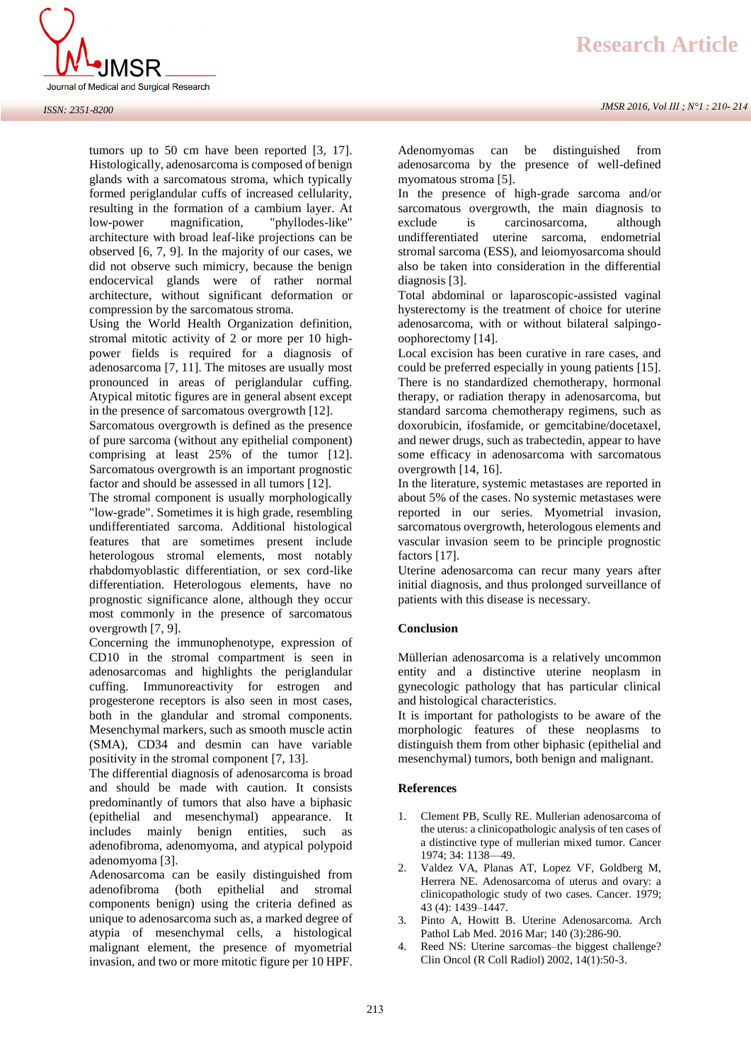tumors up to 50 cm have been reported [3, 17]. Histologically, adenosarcoma is composed of benign glands with a sarcomatous stroma, which typically formed periglandular cuffs of increased cellularity, resulting in the formation of a cambium layer. At low-power magnification, "phyllodes-like" architecture with broad leaf-like projections can be observed [6, 7, 9]. In the majority of our cases, we did not observe such mimicry, because the benign endocervical glands were of rather normal architecture, without significant deformation or compression by the sarcomatous stroma.

Using the World Health Organization definition, stromal mitotic activity of 2 or more per 10 high-power fields is required for a diagnosis of adenosarcoma [7, 11]. The mitoses are usually most pronounced in areas of periglandular cuffing. Atypical mitotic figures are in general absent except in the presence of sarcomatous overgrowth [12].

Sarcomatous overgrowth is defined as the presence of pure sarcoma (without any epithelial component) comprising at least 25% of the tumor [12]. Sarcomatous overgrowth is an important prognostic factor and should be assessed in all tumors [12].

The stromal component is usually morphologically "low-grade". Sometimes it is high grade, resembling undifferentiated sarcoma. Additional histological features that are sometimes present include heterologous stromal elements, most notably rhabdomyoblastic differentiation, or sex cord-like differentiation. Heterologous elements, have no prognostic significance alone, although they occur most commonly in the presence of sarcomatous overgrowth [7, 9].

Concerning the immunophenotype, expression of CD10 in the stromal compartment is seen in adenosarcomas and highlights the periglandular cuffing. Immunoreactivity for estrogen and progesterone receptors is also seen in most cases, both in the glandular and stromal components. Mesenchymal markers, such as smooth muscle actin (SMA), CD34 and desmin can have variable positivity in the stromal component [7, 13].

The differential diagnosis of adenosarcoma is broad and should be made with caution. It consists predominantly of tumors that also have a biphasic (epithelial and mesenchymal) appearance. It includes mainly benign entities, such as adenofibroma, adenomyoma, and atypical polypoid adenomyoma [3].

Adenosarcoma can be easily distinguished from adenofibroma (both epithelial and stromal components benign) using the criteria defined as unique to adenosarcoma such as, a marked degree of atypia of mesenchymal cells, a histological malignant element, the presence of myometrial invasion, and two or more mitotic figure per 10 HPF.

Adenomyomas can be distinguished from adenosarcoma by the presence of well-defined myomatous stroma [5].

In the presence of high-grade sarcoma and/or sarcomatous overgrowth, the main diagnosis to exclude is carcinosarcoma, although undifferentiated uterine sarcoma, endometrial stromal sarcoma (ESS), and leiomyosarcoma should also be taken into consideration in the differential diagnosis [3].

Total abdominal or laparoscopic-assisted vaginal hysterectomy is the treatment of choice for uterine adenosarcoma, with or without bilateral salpingo-oophorectomy [14].

Local excision has been curative in rare cases, and could be preferred especially in young patients [15]. There is no standardized chemotherapy, hormonal therapy, or radiation therapy in adenosarcoma, but standard sarcoma chemotherapy regimens, such as doxorubicin, ifosfamide, or gemcitabine/docetaxel, and newer drugs, such as trabectedin, appear to have some efficacy in adenosarcoma with sarcomatous overgrowth [14, 16].

In the literature, systemic metastases are reported in about 5% of the cases. No systemic metastases were reported in our series. Myometrial invasion, sarcomatous overgrowth, heterologous elements and vascular invasion seem to be principle prognostic factors [17].

Uterine adenosarcoma can recur many years after initial diagnosis, and thus prolonged surveillance of patients with this disease is necessary.

## Conclusion

Müllerian adenosarcoma is a relatively uncommon entity and a distinctive uterine neoplasm in gynecologic pathology that has particular clinical and histological characteristics.

It is important for pathologists to be aware of the morphologic features of these neoplasms to distinguish them from other biphasic (epithelial and mesenchymal) tumors, both benign and malignant.

## References

1. Clement PB, Scully RE. Mullerian adenosarcoma of the uterus: a clinicopathologic analysis of ten cases of a distinctive type of mullerian mixed tumor. Cancer 1974; 34: 1138—49.
2. Valdez VA, Planas AT, Lopez VF, Goldberg M, Herrera NE. Adenosarcoma of uterus and ovary: a clinicopathologic study of two cases. Cancer. 1979; 43 (4): 1439–1447.
3. Pinto A, Howitt B. Uterine Adenosarcoma. Arch Pathol Lab Med. 2016 Mar; 140 (3):286-90.
4. Reed NS: Uterine sarcomas–the biggest challenge? Clin Oncol (R Coll Radiol) 2002, 14(1):50-3.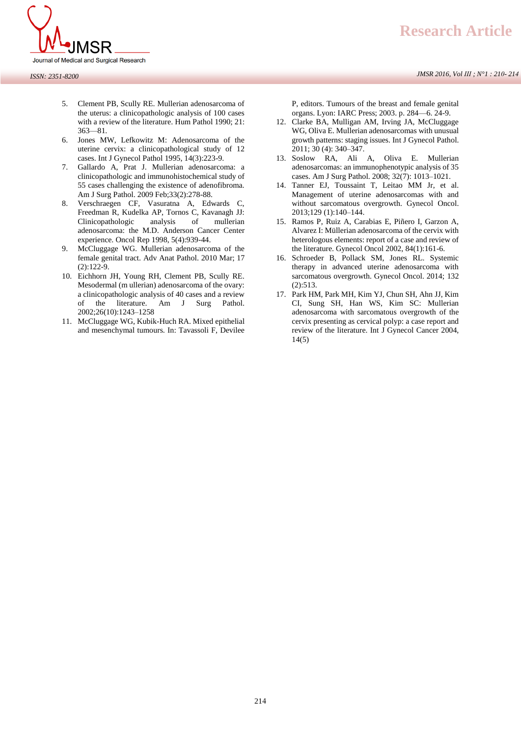5. Clement PB, Scully RE. Mullerian adenosarcoma of the uterus: a clinicopathologic analysis of 100 cases with a review of the literature. Hum Pathol 1990; 21: 363—81.
6. Jones MW, Lefkowitz M: Adenosarcoma of the uterine cervix: a clinicopathological study of 12 cases. Int J Gynecol Pathol 1995, 14(3):223-9.
7. Gallardo A, Prat J. Mullerian adenosarcoma: a clinicopathologic and immunohistochemical study of 55 cases challenging the existence of adenofibroma. Am J Surg Pathol. 2009 Feb;33(2):278-88.
8. Verschraegen CF, Vasuratna A, Edwards C, Freedman R, Kudelka AP, Tornos C, Kavanagh JJ: Clinicopathologic analysis of mullerian adenosarcoma: the M.D. Anderson Cancer Center experience. Oncol Rep 1998, 5(4):939-44.
9. McCluggage WG. Mullerian adenosarcoma of the female genital tract. Adv Anat Pathol. 2010 Mar; 17 (2):122-9.
10. Eichhorn JH, Young RH, Clement PB, Scully RE. Mesodermal (m ullerian) adenosarcoma of the ovary: a clinicopathologic analysis of 40 cases and a review of the literature. Am J Surg Pathol. 2002;26(10):1243–1258
11. McCluggage WG, Kubik-Huch RA. Mixed epithelial and mesenchymal tumours. In: Tavassoli F, Devilee P, editors. Tumours of the breast and female genital organs. Lyon: IARC Press; 2003. p. 284—6. 24-9.
12. Clarke BA, Mulligan AM, Irving JA, McCluggage WG, Oliva E. Mullerian adenosarcomas with unusual growth patterns: staging issues. Int J Gynecol Pathol. 2011; 30 (4): 340–347.
13. Soslow RA, Ali A, Oliva E. Mullerian adenosarcomas: an immunophenotypic analysis of 35 cases. Am J Surg Pathol. 2008; 32(7): 1013–1021.
14. Tanner EJ, Toussaint T, Leitao MM Jr, et al. Management of uterine adenosarcomas with and without sarcomatous overgrowth. Gynecol Oncol. 2013;129 (1):140–144.
15. Ramos P, Ruiz A, Carabias E, Piñero I, Garzon A, Alvarez I: Müllerian adenosarcoma of the cervix with heterologous elements: report of a case and review of the literature. Gynecol Oncol 2002, 84(1):161-6.
16. Schroeder B, Pollack SM, Jones RL. Systemic therapy in advanced uterine adenosarcoma with sarcomatous overgrowth. Gynecol Oncol. 2014; 132 (2):513.
17. Park HM, Park MH, Kim YJ, Chun SH, Ahn JJ, Kim CI, Sung SH, Han WS, Kim SC: Mullerian adenosarcoma with sarcomatous overgrowth of the cervix presenting as cervical polyp: a case report and review of the literature. Int J Gynecol Cancer 2004, 14(5)